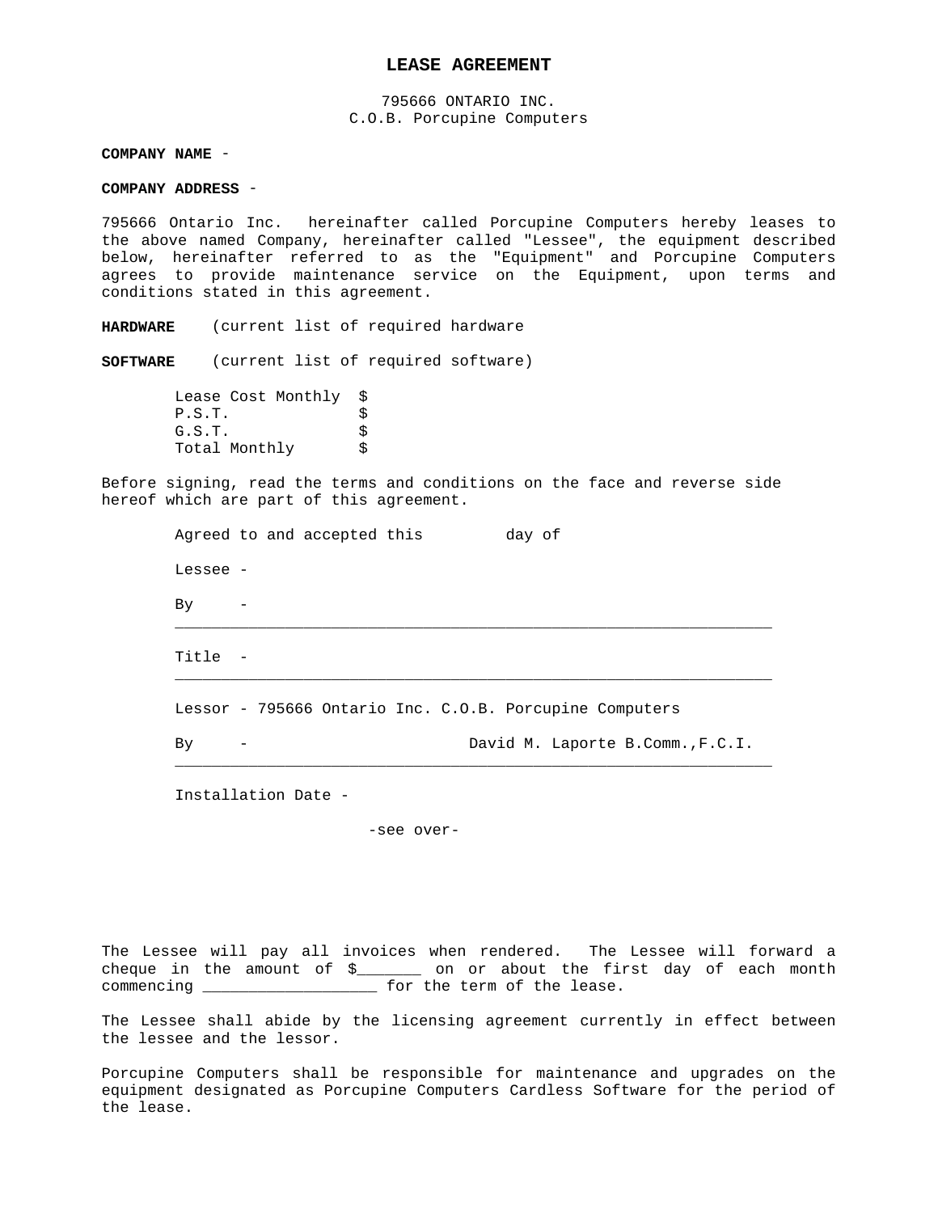# LEASE AGREEMENT

795666 ONTARIO INC.
C.O.B. Porcupine Computers

**COMPANY NAME** -

**COMPANY ADDRESS** -

795666 Ontario Inc. hereinafter called Porcupine Computers hereby leases to the above named Company, hereinafter called "Lessee", the equipment described below, hereinafter referred to as the "Equipment" and Porcupine Computers agrees to provide maintenance service on the Equipment, upon terms and conditions stated in this agreement.

**HARDWARE** (current list of required hardware

**SOFTWARE** (current list of required software)

| | |
|---|---|
| Lease Cost Monthly | $ |
| P.S.T. | $ |
| G.S.T. | $ |
| Total Monthly | $ |

Before signing, read the terms and conditions on the face and reverse side hereof which are part of this agreement.

Agreed to and accepted this day of

Lessee -

By -
___________________________________________________________________

Title -
___________________________________________________________________

Lessor - 795666 Ontario Inc. C.O.B. Porcupine Computers

By - David M. Laporte B.Comm.,F.C.I.
___________________________________________________________________

Installation Date -

-see over-

The Lessee will pay all invoices when rendered. The Lessee will forward a cheque in the amount of $_______ on or about the first day of each month commencing ___________________ for the term of the lease.

The Lessee shall abide by the licensing agreement currently in effect between the lessee and the lessor.

Porcupine Computers shall be responsible for maintenance and upgrades on the equipment designated as Porcupine Computers Cardless Software for the period of the lease.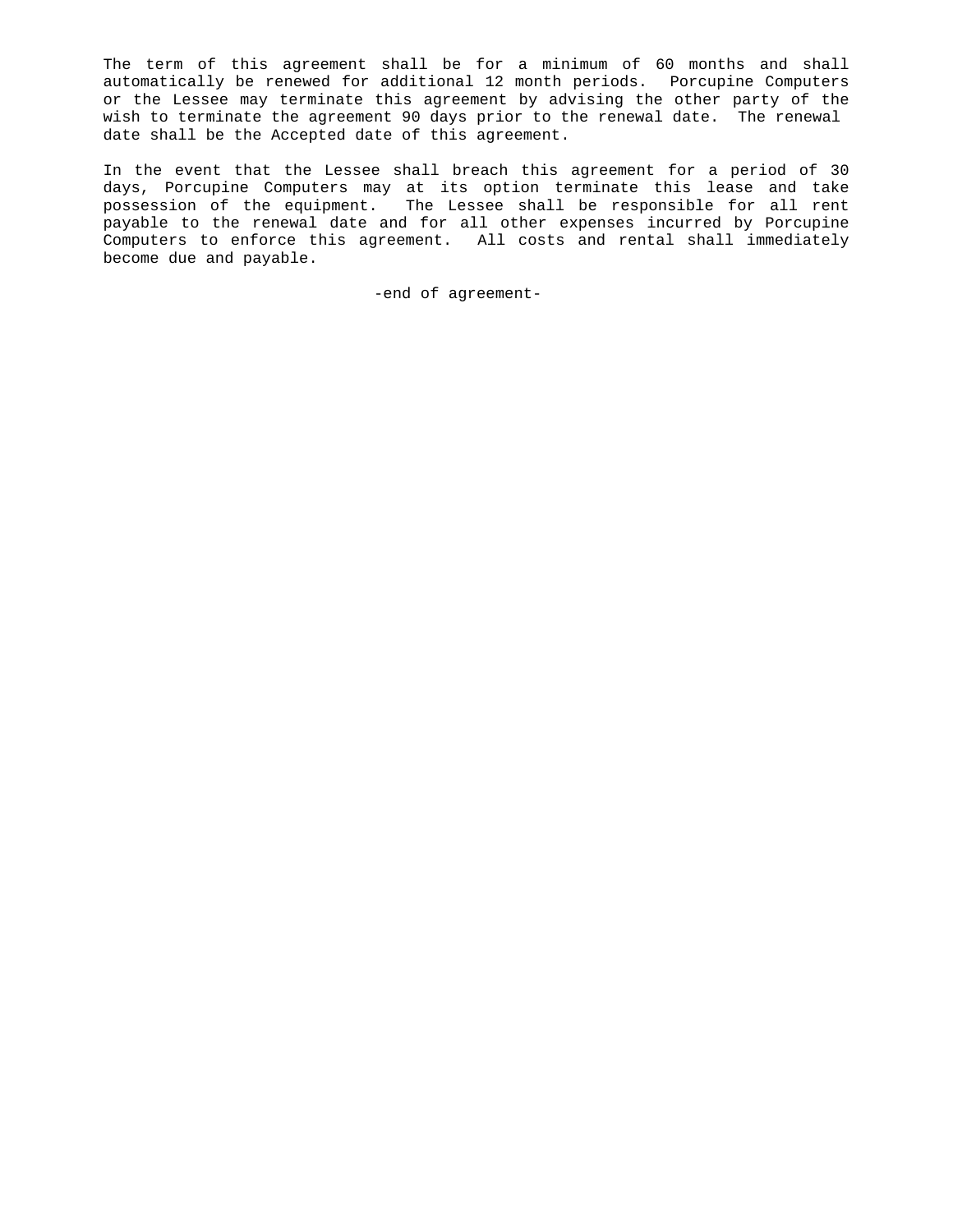The term of this agreement shall be for a minimum of 60 months and shall automatically be renewed for additional 12 month periods. Porcupine Computers or the Lessee may terminate this agreement by advising the other party of the wish to terminate the agreement 90 days prior to the renewal date. The renewal date shall be the Accepted date of this agreement.

In the event that the Lessee shall breach this agreement for a period of 30 days, Porcupine Computers may at its option terminate this lease and take possession of the equipment. The Lessee shall be responsible for all rent payable to the renewal date and for all other expenses incurred by Porcupine Computers to enforce this agreement. All costs and rental shall immediately become due and payable.

-end of agreement-